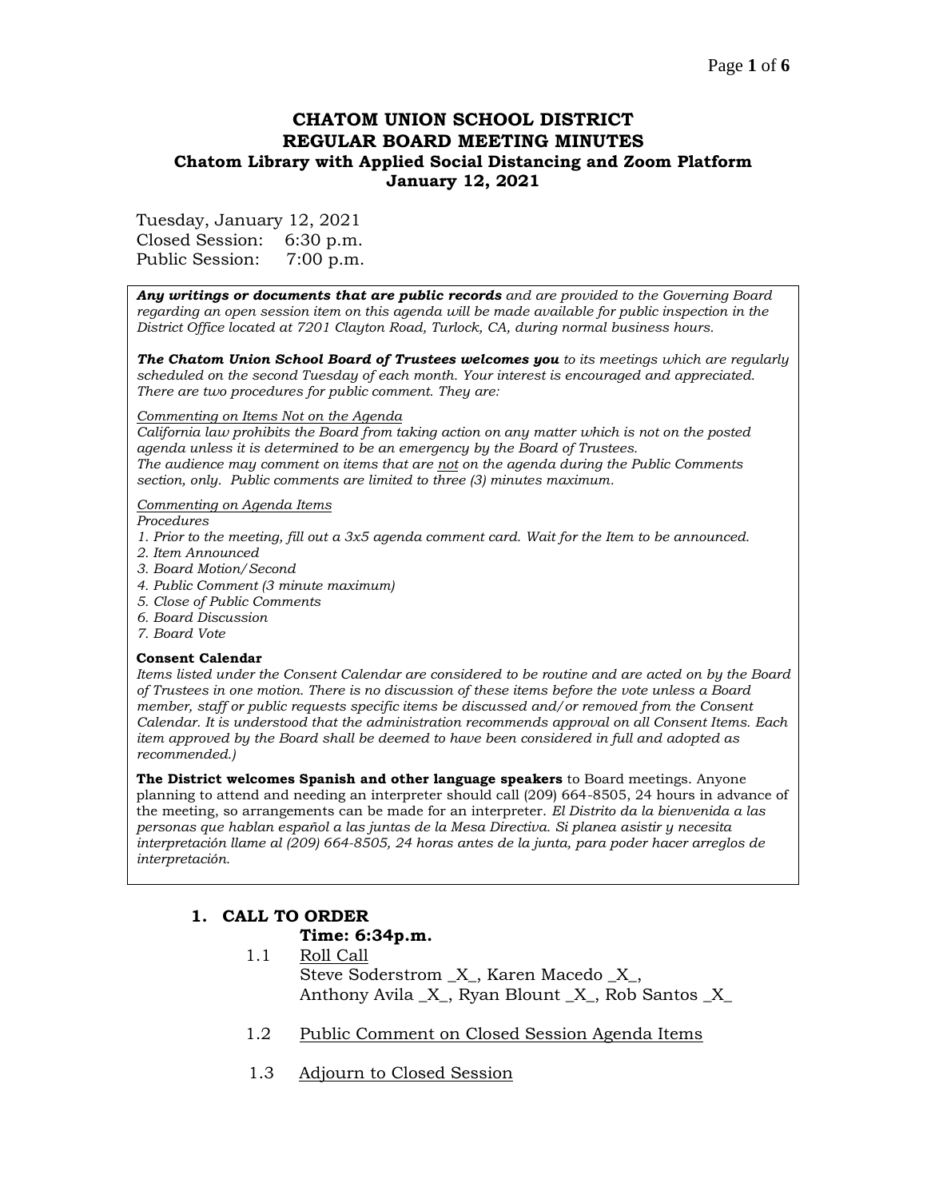# CHATOM UNION SCHOOL DISTRICT
# REGULAR BOARD MEETING MINUTES
## Chatom Library with Applied Social Distancing and Zoom Platform
## January 12, 2021

Tuesday, January 12, 2021
Closed Session: 6:30 p.m.
Public Session: 7:00 p.m.

***Any writings or documents that are public records*** *and are provided to the Governing Board regarding an open session item on this agenda will be made available for public inspection in the District Office located at 7201 Clayton Road, Turlock, CA, during normal business hours.*

***The Chatom Union School Board of Trustees welcomes you*** *to its meetings which are regularly scheduled on the second Tuesday of each month. Your interest is encouraged and appreciated. There are two procedures for public comment. They are:*

*Commenting on Items Not on the Agenda*
*California law prohibits the Board from taking action on any matter which is not on the posted agenda unless it is determined to be an emergency by the Board of Trustees.*
*The audience may comment on items that are not on the agenda during the Public Comments section, only. Public comments are limited to three (3) minutes maximum.*

*Commenting on Agenda Items*
*Procedures*
*1. Prior to the meeting, fill out a 3x5 agenda comment card. Wait for the Item to be announced.*
*2. Item Announced*
*3. Board Motion/Second*
*4. Public Comment (3 minute maximum)*
*5. Close of Public Comments*
*6. Board Discussion*
*7. Board Vote*

**Consent Calendar**
*Items listed under the Consent Calendar are considered to be routine and are acted on by the Board of Trustees in one motion. There is no discussion of these items before the vote unless a Board member, staff or public requests specific items be discussed and/or removed from the Consent Calendar. It is understood that the administration recommends approval on all Consent Items. Each item approved by the Board shall be deemed to have been considered in full and adopted as recommended.)*

**The District welcomes Spanish and other language speakers** to Board meetings. Anyone planning to attend and needing an interpreter should call (209) 664-8505, 24 hours in advance of the meeting, so arrangements can be made for an interpreter. *El Distrito da la bienvenida a las personas que hablan español a las juntas de la Mesa Directiva. Si planea asistir y necesita interpretación llame al (209) 664-8505, 24 horas antes de la junta, para poder hacer arreglos de interpretación.*

## 1. CALL TO ORDER

**Time: 6:34p.m.**

1.1 Roll Call
Steve Soderstrom _X_, Karen Macedo _X_,
Anthony Avila _X_, Ryan Blount _X_, Rob Santos _X_

1.2 Public Comment on Closed Session Agenda Items

1.3 Adjourn to Closed Session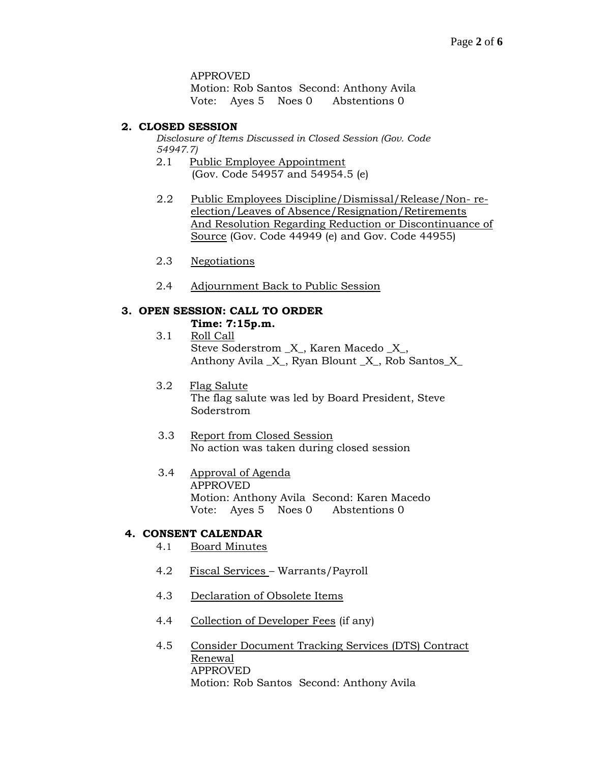APPROVED
Motion: Rob Santos Second: Anthony Avila
Vote: Ayes 5 Noes 0 Abstentions 0

## 2. CLOSED SESSION

*Disclosure of Items Discussed in Closed Session (Gov. Code 54947.7)*

2.1 Public Employee Appointment
(Gov. Code 54957 and 54954.5 (e)

2.2 Public Employees Discipline/Dismissal/Release/Non- re-election/Leaves of Absence/Resignation/Retirements And Resolution Regarding Reduction or Discontinuance of Source (Gov. Code 44949 (e) and Gov. Code 44955)

2.3 Negotiations

2.4 Adjournment Back to Public Session

## 3. OPEN SESSION: CALL TO ORDER

**Time: 7:15p.m.**

3.1 Roll Call
Steve Soderstrom _X_, Karen Macedo _X_, Anthony Avila _X_, Ryan Blount _X_, Rob Santos_X_

3.2 Flag Salute
The flag salute was led by Board President, Steve Soderstrom

3.3 Report from Closed Session
No action was taken during closed session

3.4 Approval of Agenda
APPROVED
Motion: Anthony Avila Second: Karen Macedo
Vote: Ayes 5 Noes 0 Abstentions 0

## 4. CONSENT CALENDAR

4.1 Board Minutes

4.2 Fiscal Services – Warrants/Payroll

4.3 Declaration of Obsolete Items

4.4 Collection of Developer Fees (if any)

4.5 Consider Document Tracking Services (DTS) Contract Renewal
APPROVED
Motion: Rob Santos Second: Anthony Avila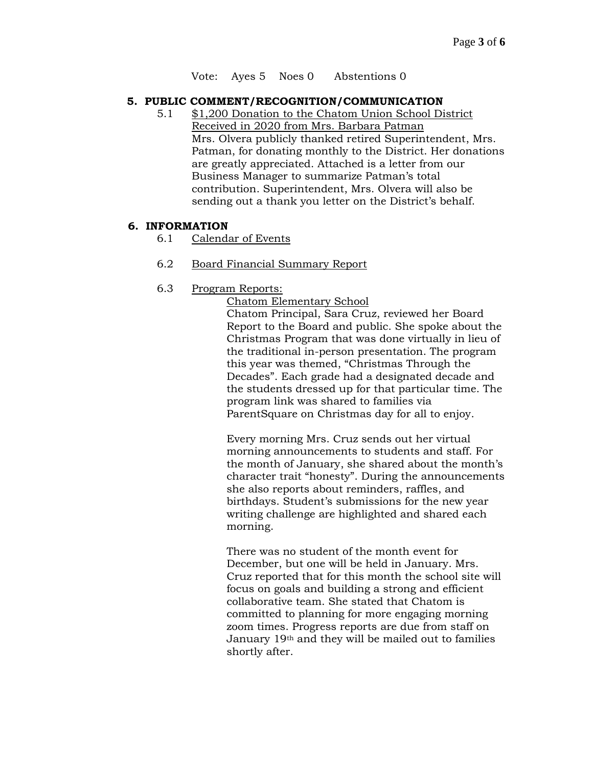Vote: Ayes 5 Noes 0 Abstentions 0

**5. PUBLIC COMMENT/RECOGNITION/COMMUNICATION**

5.1 $1,200 Donation to the Chatom Union School District Received in 2020 from Mrs. Barbara Patman

Mrs. Olvera publicly thanked retired Superintendent, Mrs. Patman, for donating monthly to the District. Her donations are greatly appreciated. Attached is a letter from our Business Manager to summarize Patman's total contribution. Superintendent, Mrs. Olvera will also be sending out a thank you letter on the District's behalf.

**6. INFORMATION**

6.1 Calendar of Events

6.2 Board Financial Summary Report

6.3 Program Reports:

Chatom Elementary School

Chatom Principal, Sara Cruz, reviewed her Board Report to the Board and public. She spoke about the Christmas Program that was done virtually in lieu of the traditional in-person presentation. The program this year was themed, "Christmas Through the Decades". Each grade had a designated decade and the students dressed up for that particular time. The program link was shared to families via ParentSquare on Christmas day for all to enjoy.

Every morning Mrs. Cruz sends out her virtual morning announcements to students and staff. For the month of January, she shared about the month's character trait "honesty". During the announcements she also reports about reminders, raffles, and birthdays. Student's submissions for the new year writing challenge are highlighted and shared each morning.

There was no student of the month event for December, but one will be held in January. Mrs. Cruz reported that for this month the school site will focus on goals and building a strong and efficient collaborative team. She stated that Chatom is committed to planning for more engaging morning zoom times. Progress reports are due from staff on January 19th and they will be mailed out to families shortly after.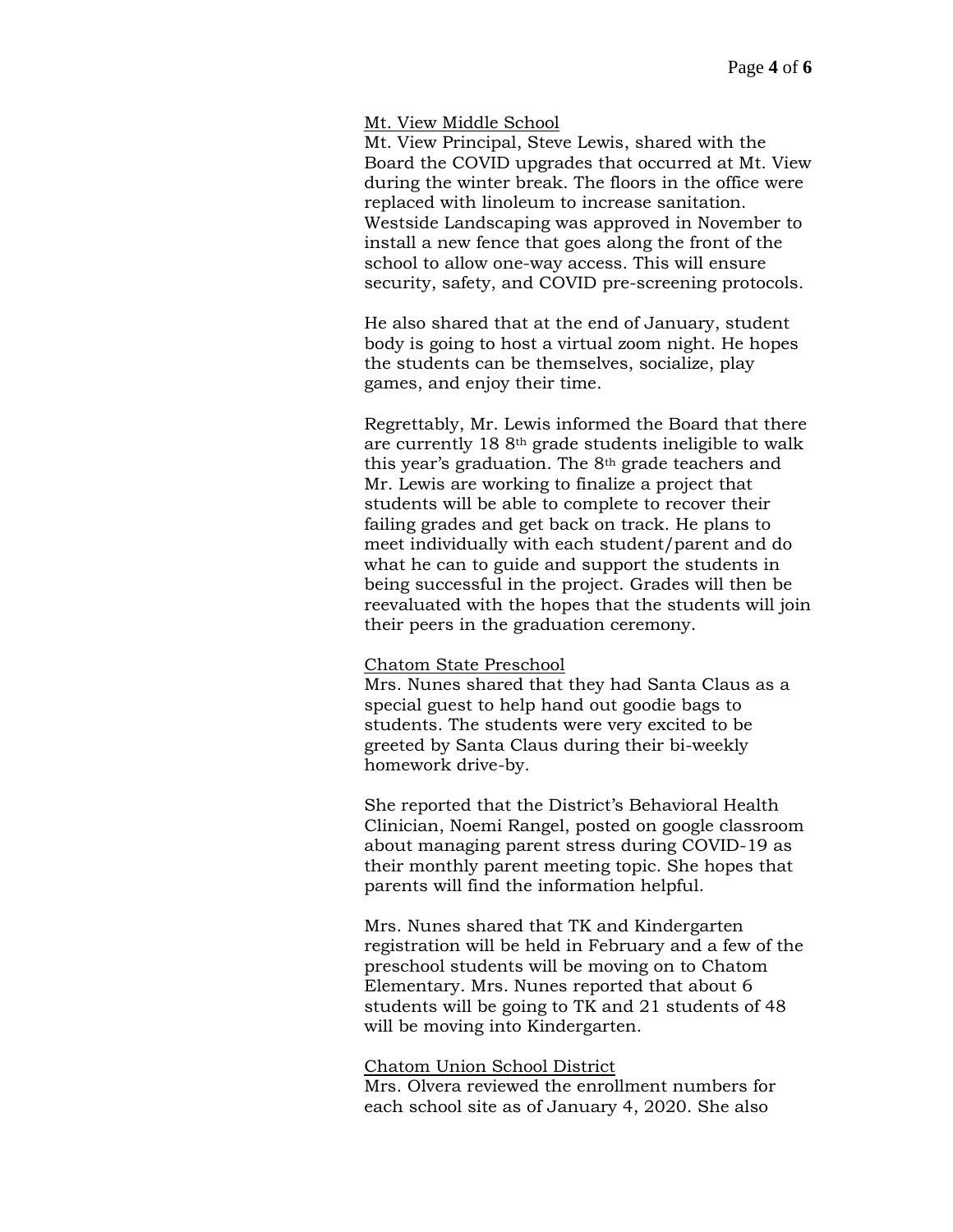Mt. View Middle School

Mt. View Principal, Steve Lewis, shared with the Board the COVID upgrades that occurred at Mt. View during the winter break. The floors in the office were replaced with linoleum to increase sanitation. Westside Landscaping was approved in November to install a new fence that goes along the front of the school to allow one-way access. This will ensure security, safety, and COVID pre-screening protocols.

He also shared that at the end of January, student body is going to host a virtual zoom night. He hopes the students can be themselves, socialize, play games, and enjoy their time.

Regrettably, Mr. Lewis informed the Board that there are currently 18 8th grade students ineligible to walk this year's graduation. The 8th grade teachers and Mr. Lewis are working to finalize a project that students will be able to complete to recover their failing grades and get back on track. He plans to meet individually with each student/parent and do what he can to guide and support the students in being successful in the project. Grades will then be reevaluated with the hopes that the students will join their peers in the graduation ceremony.

Chatom State Preschool

Mrs. Nunes shared that they had Santa Claus as a special guest to help hand out goodie bags to students. The students were very excited to be greeted by Santa Claus during their bi-weekly homework drive-by.

She reported that the District's Behavioral Health Clinician, Noemi Rangel, posted on google classroom about managing parent stress during COVID-19 as their monthly parent meeting topic. She hopes that parents will find the information helpful.

Mrs. Nunes shared that TK and Kindergarten registration will be held in February and a few of the preschool students will be moving on to Chatom Elementary. Mrs. Nunes reported that about 6 students will be going to TK and 21 students of 48 will be moving into Kindergarten.

Chatom Union School District

Mrs. Olvera reviewed the enrollment numbers for each school site as of January 4, 2020. She also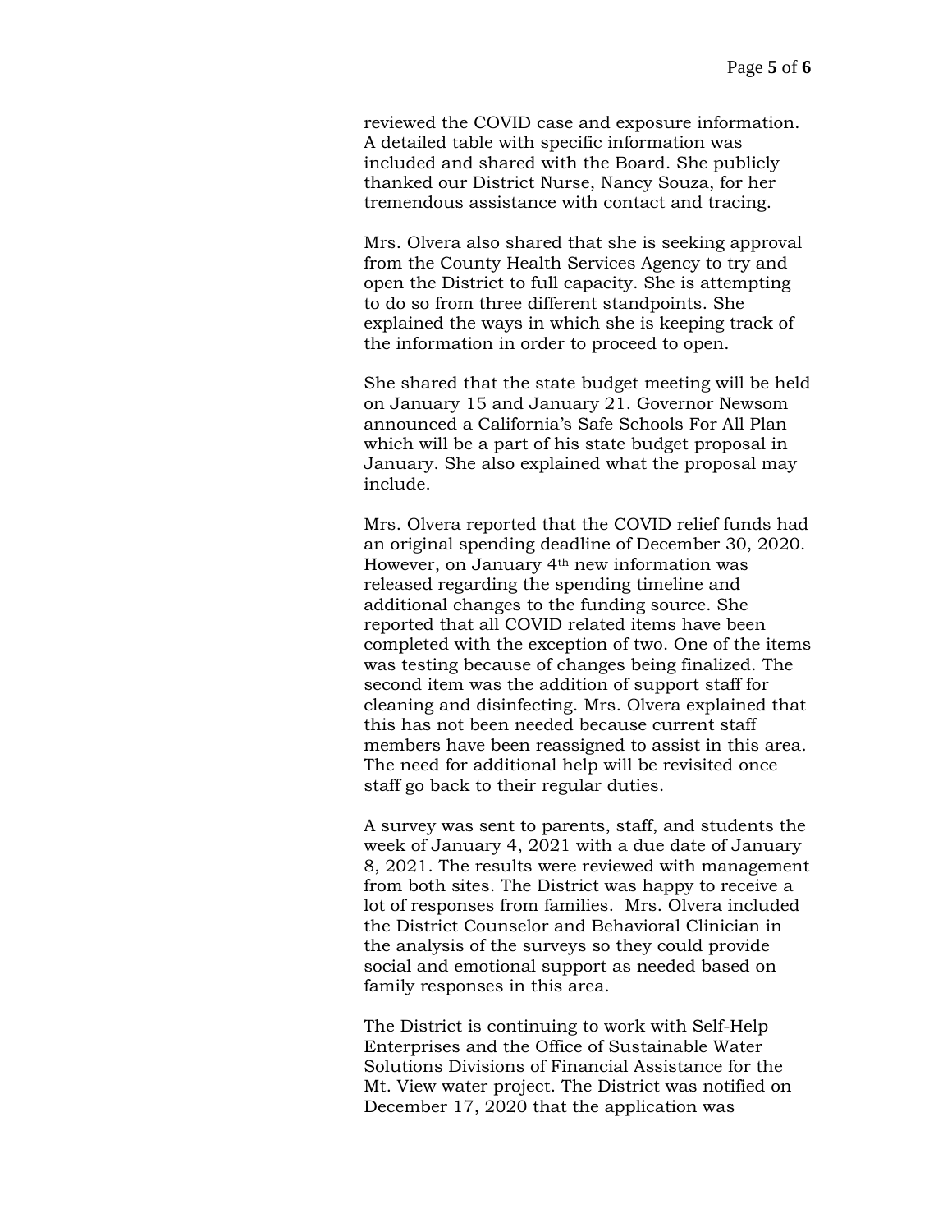reviewed the COVID case and exposure information. A detailed table with specific information was included and shared with the Board. She publicly thanked our District Nurse, Nancy Souza, for her tremendous assistance with contact and tracing.

Mrs. Olvera also shared that she is seeking approval from the County Health Services Agency to try and open the District to full capacity. She is attempting to do so from three different standpoints. She explained the ways in which she is keeping track of the information in order to proceed to open.

She shared that the state budget meeting will be held on January 15 and January 21. Governor Newsom announced a California's Safe Schools For All Plan which will be a part of his state budget proposal in January. She also explained what the proposal may include.

Mrs. Olvera reported that the COVID relief funds had an original spending deadline of December 30, 2020. However, on January 4th new information was released regarding the spending timeline and additional changes to the funding source. She reported that all COVID related items have been completed with the exception of two. One of the items was testing because of changes being finalized. The second item was the addition of support staff for cleaning and disinfecting. Mrs. Olvera explained that this has not been needed because current staff members have been reassigned to assist in this area. The need for additional help will be revisited once staff go back to their regular duties.

A survey was sent to parents, staff, and students the week of January 4, 2021 with a due date of January 8, 2021. The results were reviewed with management from both sites. The District was happy to receive a lot of responses from families. Mrs. Olvera included the District Counselor and Behavioral Clinician in the analysis of the surveys so they could provide social and emotional support as needed based on family responses in this area.

The District is continuing to work with Self-Help Enterprises and the Office of Sustainable Water Solutions Divisions of Financial Assistance for the Mt. View water project. The District was notified on December 17, 2020 that the application was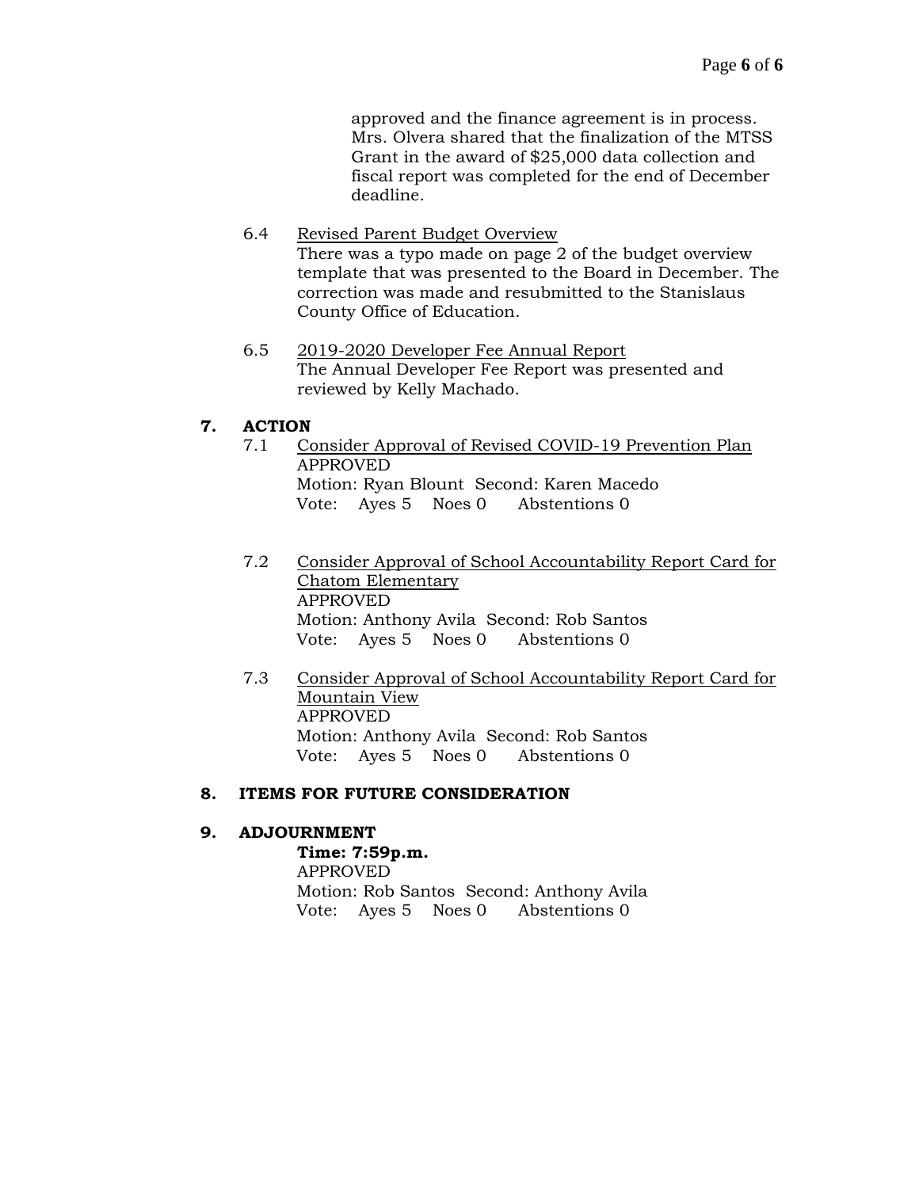approved and the finance agreement is in process. Mrs. Olvera shared that the finalization of the MTSS Grant in the award of $25,000 data collection and fiscal report was completed for the end of December deadline.

6.4 Revised Parent Budget Overview
There was a typo made on page 2 of the budget overview template that was presented to the Board in December. The correction was made and resubmitted to the Stanislaus County Office of Education.

6.5 2019-2020 Developer Fee Annual Report
The Annual Developer Fee Report was presented and reviewed by Kelly Machado.

## 7. ACTION

7.1 Consider Approval of Revised COVID-19 Prevention Plan
APPROVED
Motion: Ryan Blount Second: Karen Macedo
Vote: Ayes 5 Noes 0 Abstentions 0

7.2 Consider Approval of School Accountability Report Card for Chatom Elementary
APPROVED
Motion: Anthony Avila Second: Rob Santos
Vote: Ayes 5 Noes 0 Abstentions 0

7.3 Consider Approval of School Accountability Report Card for Mountain View
APPROVED
Motion: Anthony Avila Second: Rob Santos
Vote: Ayes 5 Noes 0 Abstentions 0

## 8. ITEMS FOR FUTURE CONSIDERATION

## 9. ADJOURNMENT

**Time: 7:59p.m.**
APPROVED
Motion: Rob Santos Second: Anthony Avila
Vote: Ayes 5 Noes 0 Abstentions 0